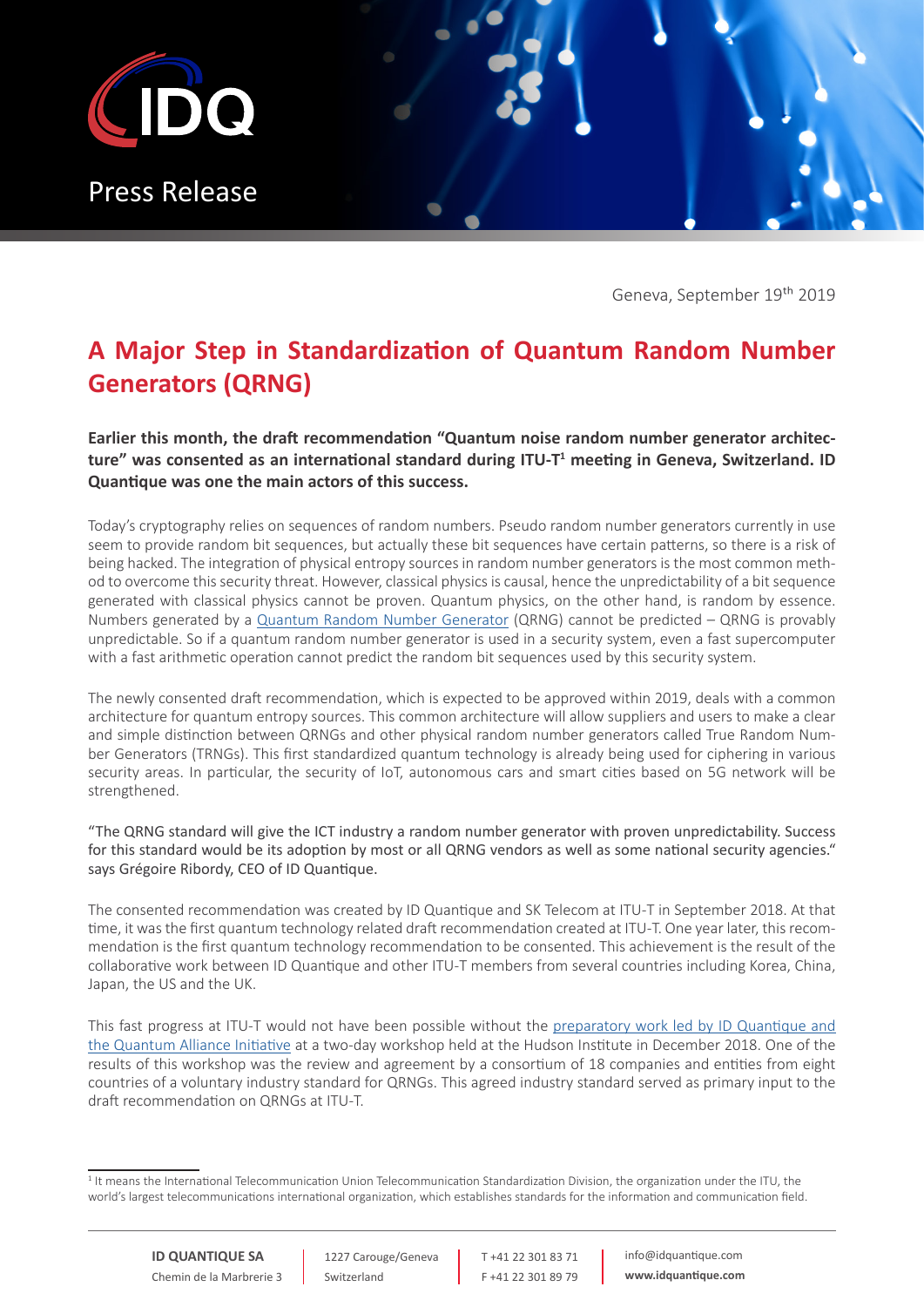Press Release

Geneva, September 19th 2019

# A Major Step in Standardization of Quantum Random Number Generators (QRNG)

**Earlier this month, the draft recommendation "Quantum noise random number generator architecture" was consented as an international standard during ITU-T[1] meeting in Geneva, Switzerland. ID Quantique was one the main actors of this success.**

Today's cryptography relies on sequences of random numbers. Pseudo random number generators currently in use seem to provide random bit sequences, but actually these bit sequences have certain patterns, so there is a risk of being hacked. The integration of physical entropy sources in random number generators is the most common method to overcome this security threat. However, classical physics is causal, hence the unpredictability of a bit sequence generated with classical physics cannot be proven. Quantum physics, on the other hand, is random by essence. Numbers generated by a Quantum Random Number Generator (QRNG) cannot be predicted – QRNG is provably unpredictable. So if a quantum random number generator is used in a security system, even a fast supercomputer with a fast arithmetic operation cannot predict the random bit sequences used by this security system.

The newly consented draft recommendation, which is expected to be approved within 2019, deals with a common architecture for quantum entropy sources. This common architecture will allow suppliers and users to make a clear and simple distinction between QRNGs and other physical random number generators called True Random Number Generators (TRNGs). This first standardized quantum technology is already being used for ciphering in various security areas. In particular, the security of IoT, autonomous cars and smart cities based on 5G network will be strengthened.

"The QRNG standard will give the ICT industry a random number generator with proven unpredictability. Success for this standard would be its adoption by most or all QRNG vendors as well as some national security agencies." says Grégoire Ribordy, CEO of ID Quantique.

The consented recommendation was created by ID Quantique and SK Telecom at ITU-T in September 2018. At that time, it was the first quantum technology related draft recommendation created at ITU-T. One year later, this recommendation is the first quantum technology recommendation to be consented. This achievement is the result of the collaborative work between ID Quantique and other ITU-T members from several countries including Korea, China, Japan, the US and the UK.

This fast progress at ITU-T would not have been possible without the preparatory work led by ID Quantique and the Quantum Alliance Initiative at a two-day workshop held at the Hudson Institute in December 2018. One of the results of this workshop was the review and agreement by a consortium of 18 companies and entities from eight countries of a voluntary industry standard for QRNGs. This agreed industry standard served as primary input to the draft recommendation on QRNGs at ITU-T.

[1] It means the International Telecommunication Union Telecommunication Standardization Division, the organization under the ITU, the world's largest telecommunications international organization, which establishes standards for the information and communication field.

**ID QUANTIQUE SA** Chemin de la Marbrerie 3 | 1227 Carouge/Geneva Switzerland | T +41 22 301 83 71 F +41 22 301 89 79 | info@idquantique.com **www.idquantique.com**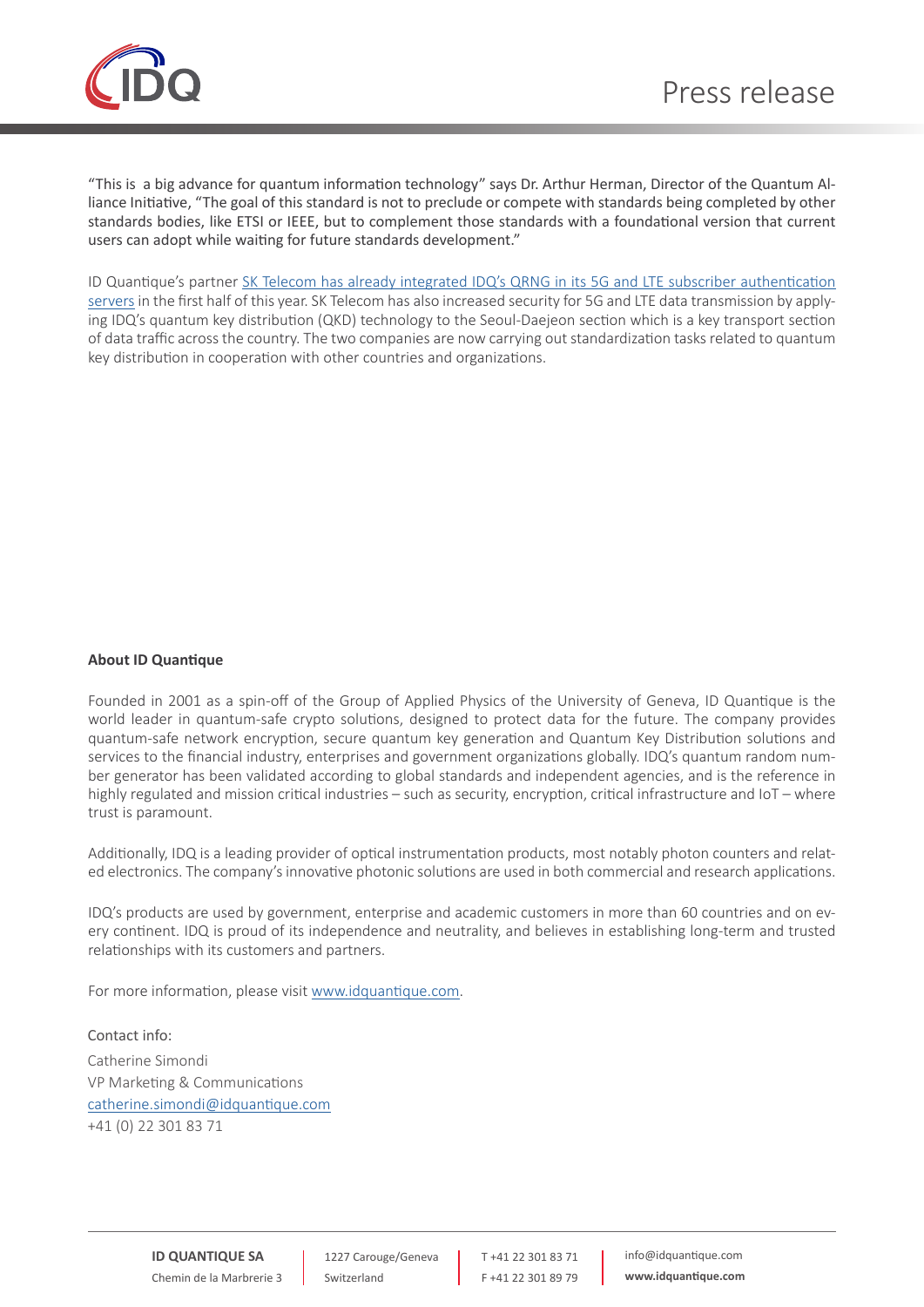"This is a big advance for quantum information technology" says Dr. Arthur Herman, Director of the Quantum Alliance Initiative, "The goal of this standard is not to preclude or compete with standards being completed by other standards bodies, like ETSI or IEEE, but to complement those standards with a foundational version that current users can adopt while waiting for future standards development."

ID Quantique's partner SK Telecom has already integrated IDQ's QRNG in its 5G and LTE subscriber authentication servers in the first half of this year. SK Telecom has also increased security for 5G and LTE data transmission by applying IDQ's quantum key distribution (QKD) technology to the Seoul-Daejeon section which is a key transport section of data traffic across the country. The two companies are now carrying out standardization tasks related to quantum key distribution in cooperation with other countries and organizations.

**About ID Quantique**

Founded in 2001 as a spin-off of the Group of Applied Physics of the University of Geneva, ID Quantique is the world leader in quantum-safe crypto solutions, designed to protect data for the future. The company provides quantum-safe network encryption, secure quantum key generation and Quantum Key Distribution solutions and services to the financial industry, enterprises and government organizations globally. IDQ's quantum random number generator has been validated according to global standards and independent agencies, and is the reference in highly regulated and mission critical industries – such as security, encryption, critical infrastructure and IoT – where trust is paramount.

Additionally, IDQ is a leading provider of optical instrumentation products, most notably photon counters and related electronics. The company's innovative photonic solutions are used in both commercial and research applications.

IDQ's products are used by government, enterprise and academic customers in more than 60 countries and on every continent. IDQ is proud of its independence and neutrality, and believes in establishing long-term and trusted relationships with its customers and partners.

For more information, please visit www.idquantique.com.

Contact info:
Catherine Simondi
VP Marketing & Communications
catherine.simondi@idquantique.com
+41 (0) 22 301 83 71